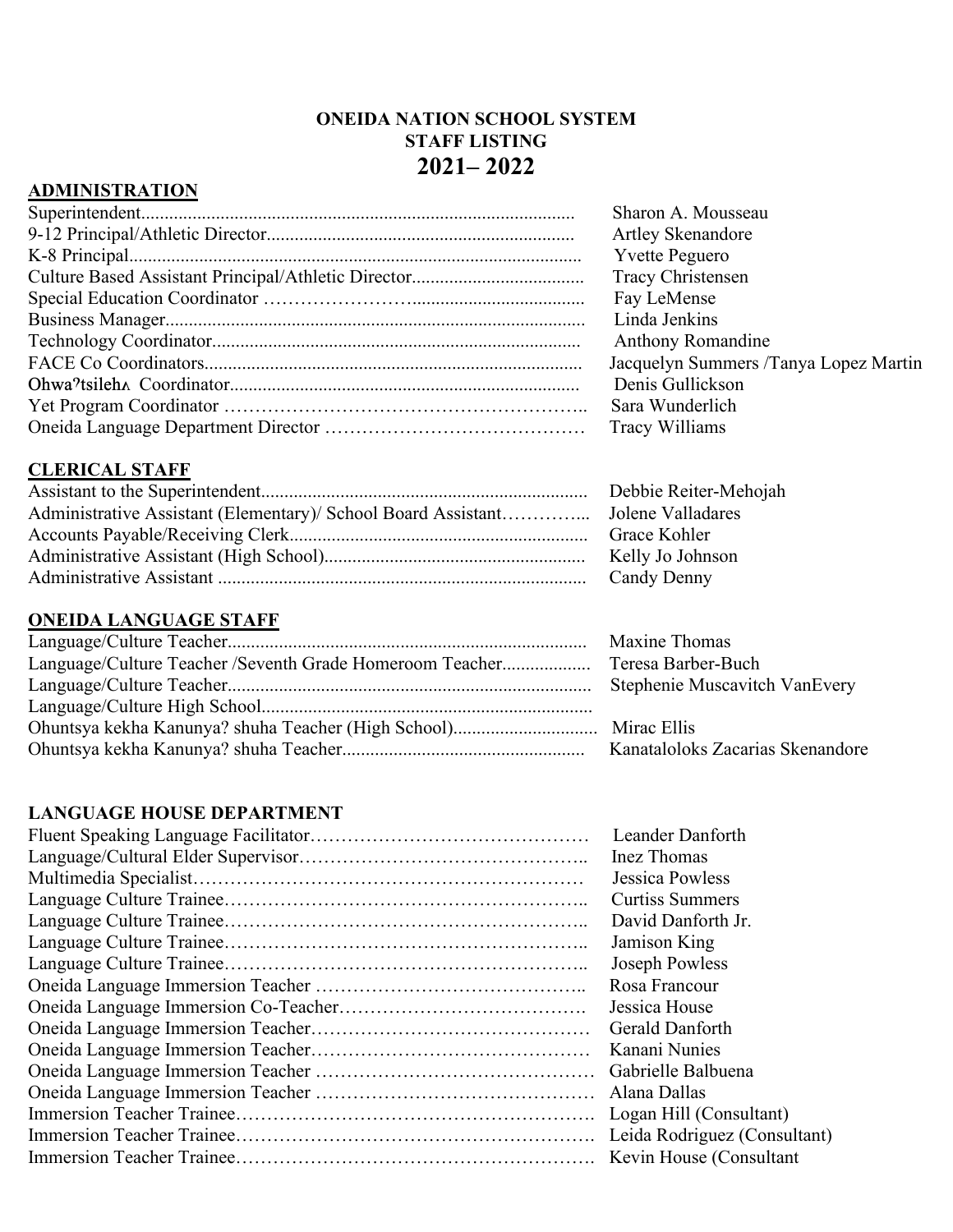# ONEIDA NATION SCHOOL SYSTEM
## STAFF LISTING
## 2021– 2022

### ADMINISTRATION

| | |
|---|---|
| Superintendent | Sharon A. Mousseau |
| 9-12 Principal/Athletic Director | Artley Skenandore |
| K-8 Principal | Yvette Peguero |
| Culture Based Assistant Principal/Athletic Director | Tracy Christensen |
| Special Education Coordinator | Fay LeMense |
| Business Manager | Linda Jenkins |
| Technology Coordinator | Anthony Romandine |
| FACE Co Coordinators | Jacquelyn Summers /Tanya Lopez Martin |
| **Ohwaʔtsilehʌ** Coordinator | Denis Gullickson |
| Yet Program Coordinator | Sara Wunderlich |
| Oneida Language Department Director | Tracy Williams |

### CLERICAL STAFF

| | |
|---|---|
| Assistant to the Superintendent | Debbie Reiter-Mehojah |
| Administrative Assistant (Elementary)/ School Board Assistant | Jolene Valladares |
| Accounts Payable/Receiving Clerk | Grace Kohler |
| Administrative Assistant (High School) | Kelly Jo Johnson |
| Administrative Assistant | Candy Denny |

### ONEIDA LANGUAGE STAFF

| | |
|---|---|
| Language/Culture Teacher | Maxine Thomas |
| Language/Culture Teacher /Seventh Grade Homeroom Teacher | Teresa Barber-Buch |
| Language/Culture Teacher | Stephenie Muscavitch VanEvery |
| Language/Culture High School | |
| Ohuntsya kekha Kanunya? shuha Teacher (High School) | Mirac Ellis |
| Ohuntsya kekha Kanunya? shuha Teacher | Kanataloloks Zacarias Skenandore |

### LANGUAGE HOUSE DEPARTMENT

| | |
|---|---|
| Fluent Speaking Language Facilitator | Leander Danforth |
| Language/Cultural Elder Supervisor | Inez Thomas |
| Multimedia Specialist | Jessica Powless |
| Language Culture Trainee | Curtiss Summers |
| Language Culture Trainee | David Danforth Jr. |
| Language Culture Trainee | Jamison King |
| Language Culture Trainee | Joseph Powless |
| Oneida Language Immersion Teacher | Rosa Francour |
| Oneida Language Immersion Co-Teacher | Jessica House |
| Oneida Language Immersion Teacher | Gerald Danforth |
| Oneida Language Immersion Teacher | Kanani Nunies |
| Oneida Language Immersion Teacher | Gabrielle Balbuena |
| Oneida Language Immersion Teacher | Alana Dallas |
| Immersion Teacher Trainee | Logan Hill (Consultant) |
| Immersion Teacher Trainee | Leida Rodriguez (Consultant) |
| Immersion Teacher Trainee | Kevin House (Consultant |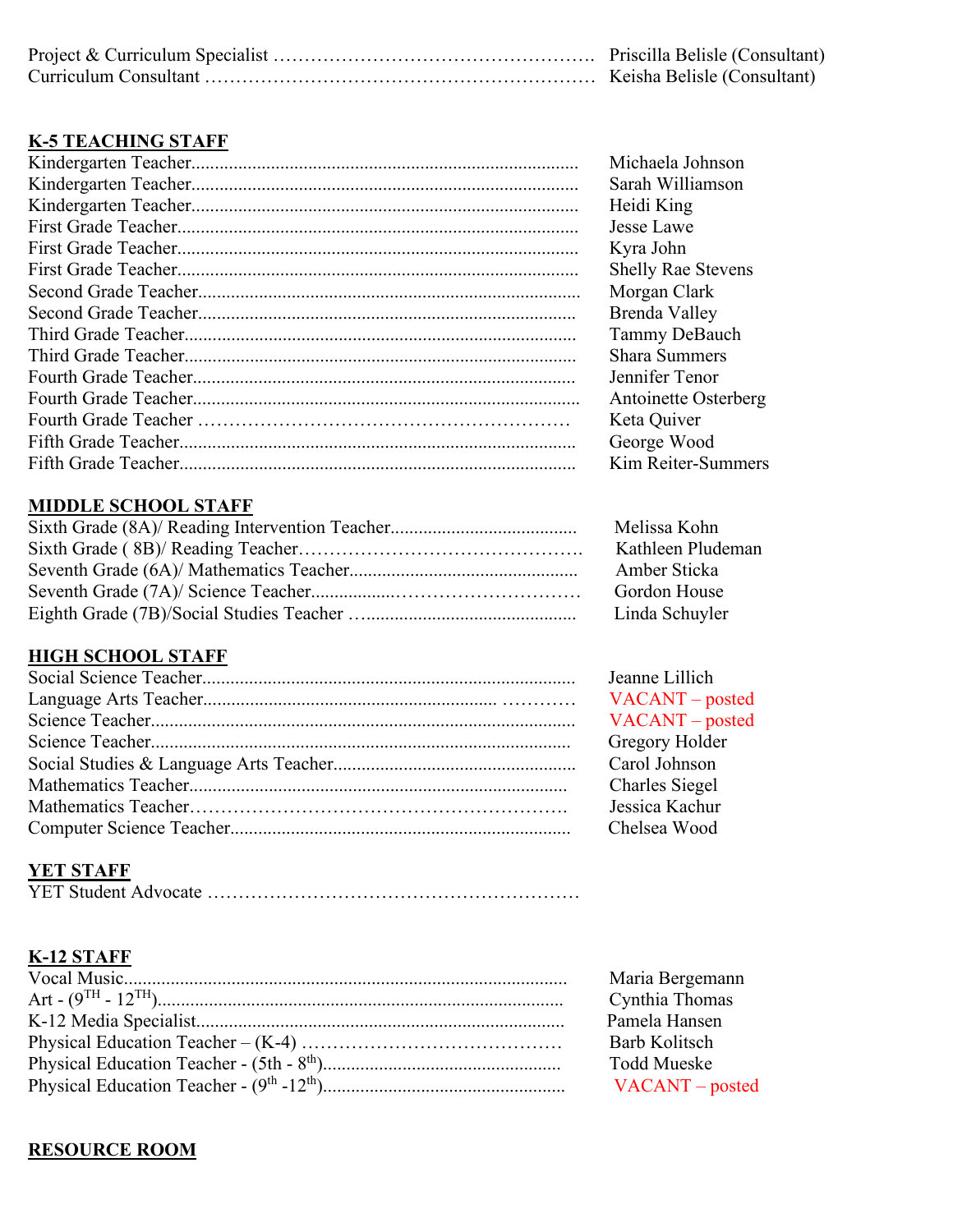Project & Curriculum Specialist …………………………………………… Priscilla Belisle (Consultant)
Curriculum Consultant …………………………………………………… Keisha Belisle (Consultant)

## K-5 TEACHING STAFF

| Position | Name |
|---|---|
| Kindergarten Teacher | Michaela Johnson |
| Kindergarten Teacher | Sarah Williamson |
| Kindergarten Teacher | Heidi King |
| First Grade Teacher | Jesse Lawe |
| First Grade Teacher | Kyra John |
| First Grade Teacher | Shelly Rae Stevens |
| Second Grade Teacher | Morgan Clark |
| Second Grade Teacher | Brenda Valley |
| Third Grade Teacher | Tammy DeBauch |
| Third Grade Teacher | Shara Summers |
| Fourth Grade Teacher | Jennifer Tenor |
| Fourth Grade Teacher | Antoinette Osterberg |
| Fourth Grade Teacher | Keta Quiver |
| Fifth Grade Teacher | George Wood |
| Fifth Grade Teacher | Kim Reiter-Summers |

## MIDDLE SCHOOL STAFF

| Position | Name |
|---|---|
| Sixth Grade (8A)/ Reading Intervention Teacher | Melissa Kohn |
| Sixth Grade ( 8B)/ Reading Teacher | Kathleen Pludeman |
| Seventh Grade (6A)/ Mathematics Teacher | Amber Sticka |
| Seventh Grade (7A)/ Science Teacher | Gordon House |
| Eighth Grade (7B)/Social Studies Teacher | Linda Schuyler |

## HIGH SCHOOL STAFF

| Position | Name |
|---|---|
| Social Science Teacher | Jeanne Lillich |
| Language Arts Teacher | VACANT – posted |
| Science Teacher | VACANT – posted |
| Science Teacher | Gregory Holder |
| Social Studies & Language Arts Teacher | Carol Johnson |
| Mathematics Teacher | Charles Siegel |
| Mathematics Teacher | Jessica Kachur |
| Computer Science Teacher | Chelsea Wood |

## YET STAFF

YET Student Advocate ……………………………………………………

## K-12 STAFF

| Position | Name |
|---|---|
| Vocal Music | Maria Bergemann |
| Art - (9TH - 12TH) | Cynthia Thomas |
| K-12 Media Specialist | Pamela Hansen |
| Physical Education Teacher – (K-4) | Barb Kolitsch |
| Physical Education Teacher - (5th - 8th) | Todd Mueske |
| Physical Education Teacher - (9th -12th) | VACANT – posted |

## RESOURCE ROOM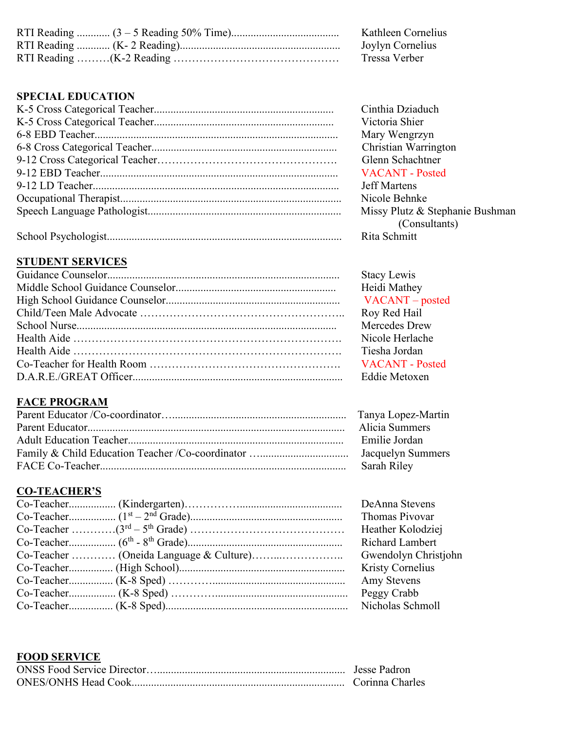| Position | Name |
|---|---|
| RTI Reading ............ (3 – 5 Reading 50% Time)....................................... | Kathleen Cornelius |
| RTI Reading ............ (K- 2 Reading).......................................................... | Joylyn Cornelius |
| RTI Reading ………(K-2 Reading ……………………………………… | Tressa Verber |

**SPECIAL EDUCATION**

| Position | Name |
|---|---|
| K-5 Cross Categorical Teacher.................................................................. | Cinthia Dziaduch |
| K-5 Cross Categorical Teacher.................................................................. | Victoria Shier |
| 6-8 EBD Teacher......................................................................................... | Mary Wengrzyn |
| 6-8 Cross Categorical Teacher.................................................................... | Christian Warrington |
| 9-12 Cross Categorical Teacher…………………………………………. | Glenn Schachtner |
| 9-12 EBD Teacher........................................................................................ | VACANT - Posted |
| 9-12 LD Teacher.......................................................................................... | Jeff Martens |
| Occupational Therapist................................................................................ | Nicole Behnke |
| Speech Language Pathologist...................................................................... | Missy Plutz & Stephanie Bushman (Consultants) |
| School Psychologist..................................................................................... | Rita Schmitt |

## STUDENT SERVICES

| Position | Name |
|---|---|
| Guidance Counselor.................................................................................... | Stacy Lewis |
| Middle School Guidance Counselor.......................................................... | Heidi Mathey |
| High School Guidance Counselor.............................................................. | VACANT – posted |
| Child/Teen Male Advocate ……………………………………………….. | Roy Red Hail |
| School Nurse............................................................................................. | Mercedes Drew |
| Health Aide ……………………………………………………………… | Nicole Herlache |
| Health Aide ……………………………………………………………… | Tiesha Jordan |
| Co-Teacher for Health Room …………………………………………… | VACANT - Posted |
| D.A.R.E./GREAT Officer........................................................................... | Eddie Metoxen |

## FACE PROGRAM

| Position | Name |
|---|---|
| Parent Educator /Co-coordinator…............................................................. | Tanya Lopez-Martin |
| Parent Educator............................................................................................ | Alicia Summers |
| Adult Education Teacher............................................................................. | Emilie Jordan |
| Family & Child Education Teacher /Co-coordinator …................................ | Jacquelyn Summers |
| FACE Co-Teacher........................................................................................ | Sarah Riley |

## CO-TEACHER'S

| Position | Name |
|---|---|
| Co-Teacher................. (Kindergarten)………….................................... | DeAnna Stevens |
| Co-Teacher................ (1st – 2nd Grade)...................................................... | Thomas Pivovar |
| Co-Teacher …………(3rd – 5th Grade) …………………………………… | Heather Kolodziej |
| Co-Teacher................. (6th - 8th Grade)....................................................... | Richard Lambert |
| Co-Teacher ………… (Oneida Language & Culture)……..…………….. | Gwendolyn Christjohn |
| Co-Teacher................ (High School)........................................................... | Kristy Cornelius |
| Co-Teacher................ (K-8 Sped) ………................................................. | Amy Stevens |
| Co-Teacher................. (K-8 Sped) ………................................................ | Peggy Crabb |
| Co-Teacher................ (K-8 Sped)................................................................ | Nicholas Schmoll |

## FOOD SERVICE

| Position | Name |
|---|---|
| ONSS Food Service Director…................................................................. | Jesse Padron |
| ONES/ONHS Head Cook............................................................................ | Corinna Charles |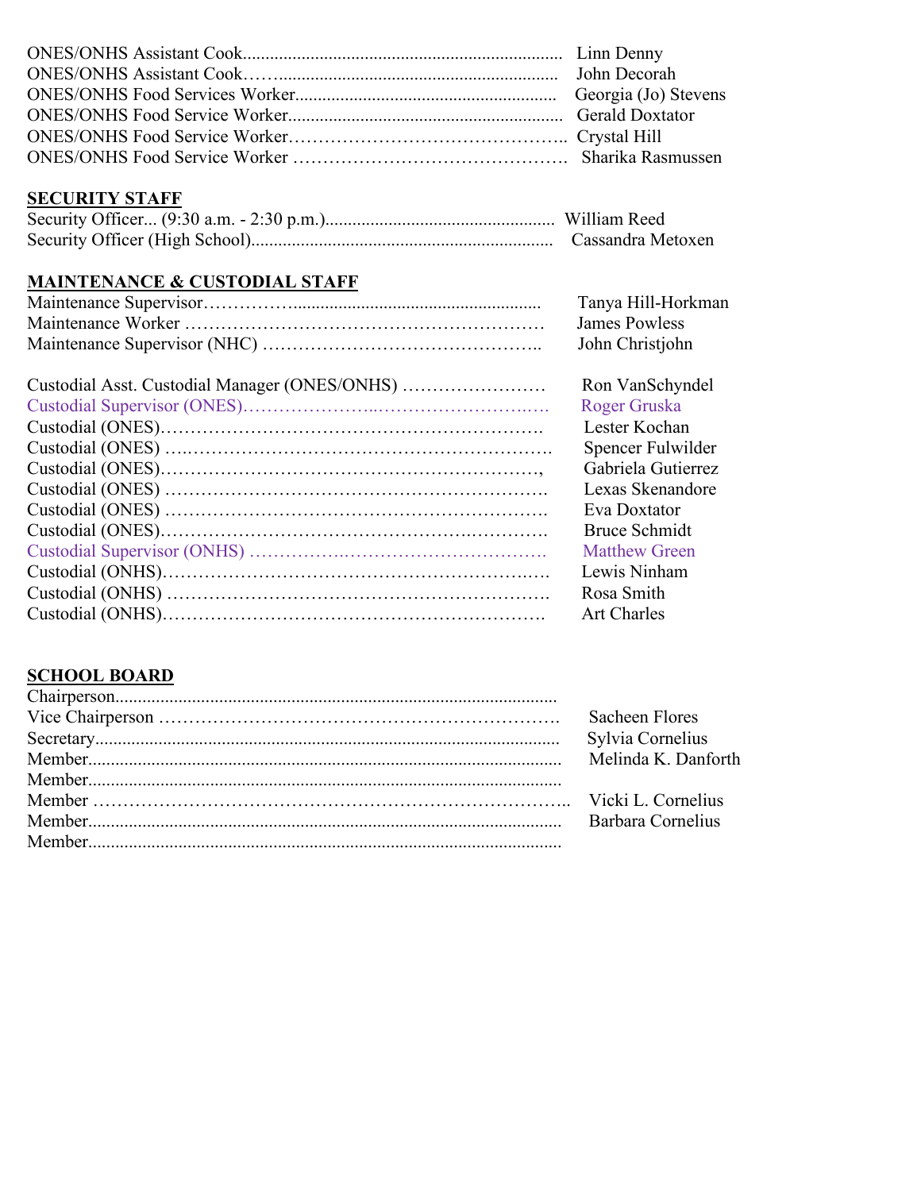| | |
|---|---|
| ONES/ONHS Assistant Cook | Linn Denny |
| ONES/ONHS Assistant Cook | John Decorah |
| ONES/ONHS Food Services Worker | Georgia (Jo) Stevens |
| ONES/ONHS Food Service Worker | Gerald Doxtator |
| ONES/ONHS Food Service Worker | Crystal Hill |
| ONES/ONHS Food Service Worker | Sharika Rasmussen |

## SECURITY STAFF

| | |
|---|---|
| Security Officer... (9:30 a.m. - 2:30 p.m.) | William Reed |
| Security Officer (High School) | Cassandra Metoxen |

## MAINTENANCE & CUSTODIAL STAFF

| | |
|---|---|
| Maintenance Supervisor | Tanya Hill-Horkman |
| Maintenance Worker | James Powless |
| Maintenance Supervisor (NHC) | John Christjohn |

| | |
|---|---|
| Custodial Asst. Custodial Manager (ONES/ONHS) | Ron VanSchyndel |
| Custodial Supervisor (ONES) | Roger Gruska |
| Custodial (ONES) | Lester Kochan |
| Custodial (ONES) | Spencer Fulwilder |
| Custodial (ONES) | Gabriela Gutierrez |
| Custodial (ONES) | Lexas Skenandore |
| Custodial (ONES) | Eva Doxtator |
| Custodial (ONES) | Bruce Schmidt |
| Custodial Supervisor (ONHS) | Matthew Green |
| Custodial (ONHS) | Lewis Ninham |
| Custodial (ONHS) | Rosa Smith |
| Custodial (ONHS) | Art Charles |

## SCHOOL BOARD

| | |
|---|---|
| Chairperson | |
| Vice Chairperson | Sacheen Flores |
| Secretary | Sylvia Cornelius |
| Member | Melinda K. Danforth |
| Member | |
| Member | Vicki L. Cornelius |
| Member | Barbara Cornelius |
| Member | |